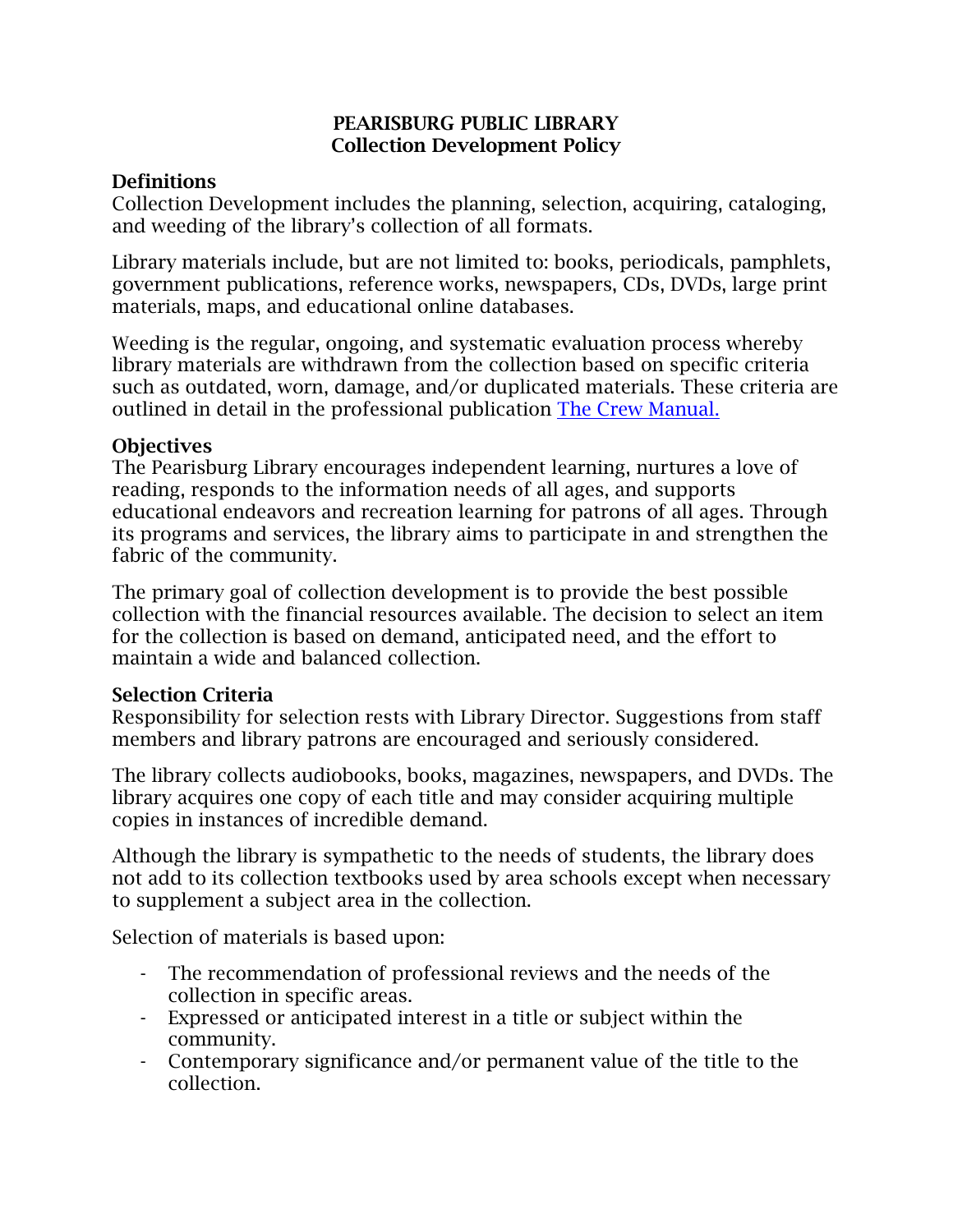# PEARISBURG PUBLIC LIBRARY
## Collection Development Policy

### Definitions

Collection Development includes the planning, selection, acquiring, cataloging, and weeding of the library's collection of all formats.

Library materials include, but are not limited to: books, periodicals, pamphlets, government publications, reference works, newspapers, CDs, DVDs, large print materials, maps, and educational online databases.

Weeding is the regular, ongoing, and systematic evaluation process whereby library materials are withdrawn from the collection based on specific criteria such as outdated, worn, damage, and/or duplicated materials. These criteria are outlined in detail in the professional publication The Crew Manual.

### Objectives

The Pearisburg Library encourages independent learning, nurtures a love of reading, responds to the information needs of all ages, and supports educational endeavors and recreation learning for patrons of all ages. Through its programs and services, the library aims to participate in and strengthen the fabric of the community.

The primary goal of collection development is to provide the best possible collection with the financial resources available. The decision to select an item for the collection is based on demand, anticipated need, and the effort to maintain a wide and balanced collection.

### Selection Criteria

Responsibility for selection rests with Library Director. Suggestions from staff members and library patrons are encouraged and seriously considered.

The library collects audiobooks, books, magazines, newspapers, and DVDs. The library acquires one copy of each title and may consider acquiring multiple copies in instances of incredible demand.

Although the library is sympathetic to the needs of students, the library does not add to its collection textbooks used by area schools except when necessary to supplement a subject area in the collection.

Selection of materials is based upon:

- The recommendation of professional reviews and the needs of the collection in specific areas.
- Expressed or anticipated interest in a title or subject within the community.
- Contemporary significance and/or permanent value of the title to the collection.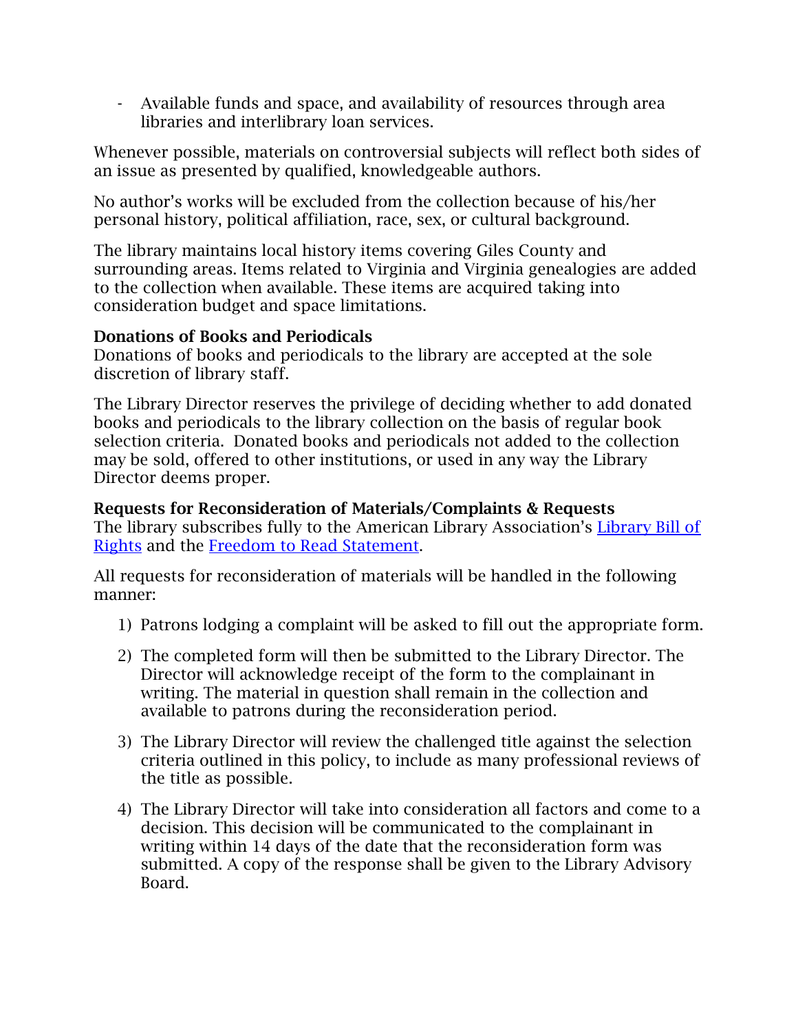- Available funds and space, and availability of resources through area libraries and interlibrary loan services.

Whenever possible, materials on controversial subjects will reflect both sides of an issue as presented by qualified, knowledgeable authors.

No author's works will be excluded from the collection because of his/her personal history, political affiliation, race, sex, or cultural background.

The library maintains local history items covering Giles County and surrounding areas. Items related to Virginia and Virginia genealogies are added to the collection when available. These items are acquired taking into consideration budget and space limitations.

**Donations of Books and Periodicals**
Donations of books and periodicals to the library are accepted at the sole discretion of library staff.

The Library Director reserves the privilege of deciding whether to add donated books and periodicals to the library collection on the basis of regular book selection criteria. Donated books and periodicals not added to the collection may be sold, offered to other institutions, or used in any way the Library Director deems proper.

**Requests for Reconsideration of Materials/Complaints & Requests**
The library subscribes fully to the American Library Association's [Library Bill of Rights] and the [Freedom to Read Statement].

All requests for reconsideration of materials will be handled in the following manner:

1) Patrons lodging a complaint will be asked to fill out the appropriate form.

2) The completed form will then be submitted to the Library Director. The Director will acknowledge receipt of the form to the complainant in writing. The material in question shall remain in the collection and available to patrons during the reconsideration period.

3) The Library Director will review the challenged title against the selection criteria outlined in this policy, to include as many professional reviews of the title as possible.

4) The Library Director will take into consideration all factors and come to a decision. This decision will be communicated to the complainant in writing within 14 days of the date that the reconsideration form was submitted. A copy of the response shall be given to the Library Advisory Board.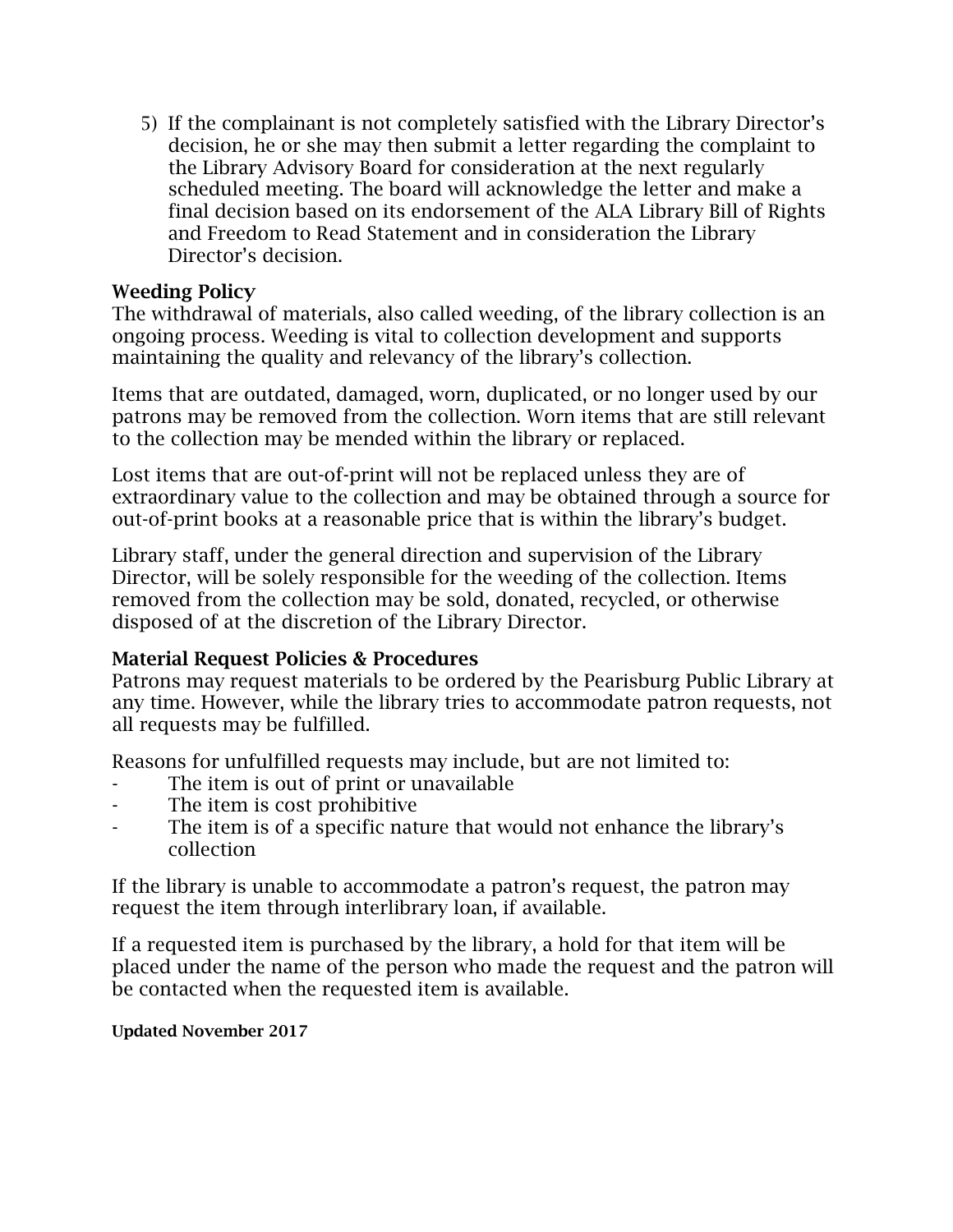5) If the complainant is not completely satisfied with the Library Director's decision, he or she may then submit a letter regarding the complaint to the Library Advisory Board for consideration at the next regularly scheduled meeting. The board will acknowledge the letter and make a final decision based on its endorsement of the ALA Library Bill of Rights and Freedom to Read Statement and in consideration the Library Director's decision.

**Weeding Policy**

The withdrawal of materials, also called weeding, of the library collection is an ongoing process. Weeding is vital to collection development and supports maintaining the quality and relevancy of the library's collection.

Items that are outdated, damaged, worn, duplicated, or no longer used by our patrons may be removed from the collection. Worn items that are still relevant to the collection may be mended within the library or replaced.

Lost items that are out-of-print will not be replaced unless they are of extraordinary value to the collection and may be obtained through a source for out-of-print books at a reasonable price that is within the library's budget.

Library staff, under the general direction and supervision of the Library Director, will be solely responsible for the weeding of the collection. Items removed from the collection may be sold, donated, recycled, or otherwise disposed of at the discretion of the Library Director.

**Material Request Policies & Procedures**

Patrons may request materials to be ordered by the Pearisburg Public Library at any time. However, while the library tries to accommodate patron requests, not all requests may be fulfilled.

Reasons for unfulfilled requests may include, but are not limited to:

- The item is out of print or unavailable
- The item is cost prohibitive
- The item is of a specific nature that would not enhance the library's collection

If the library is unable to accommodate a patron's request, the patron may request the item through interlibrary loan, if available.

If a requested item is purchased by the library, a hold for that item will be placed under the name of the person who made the request and the patron will be contacted when the requested item is available.

**Updated November 2017**